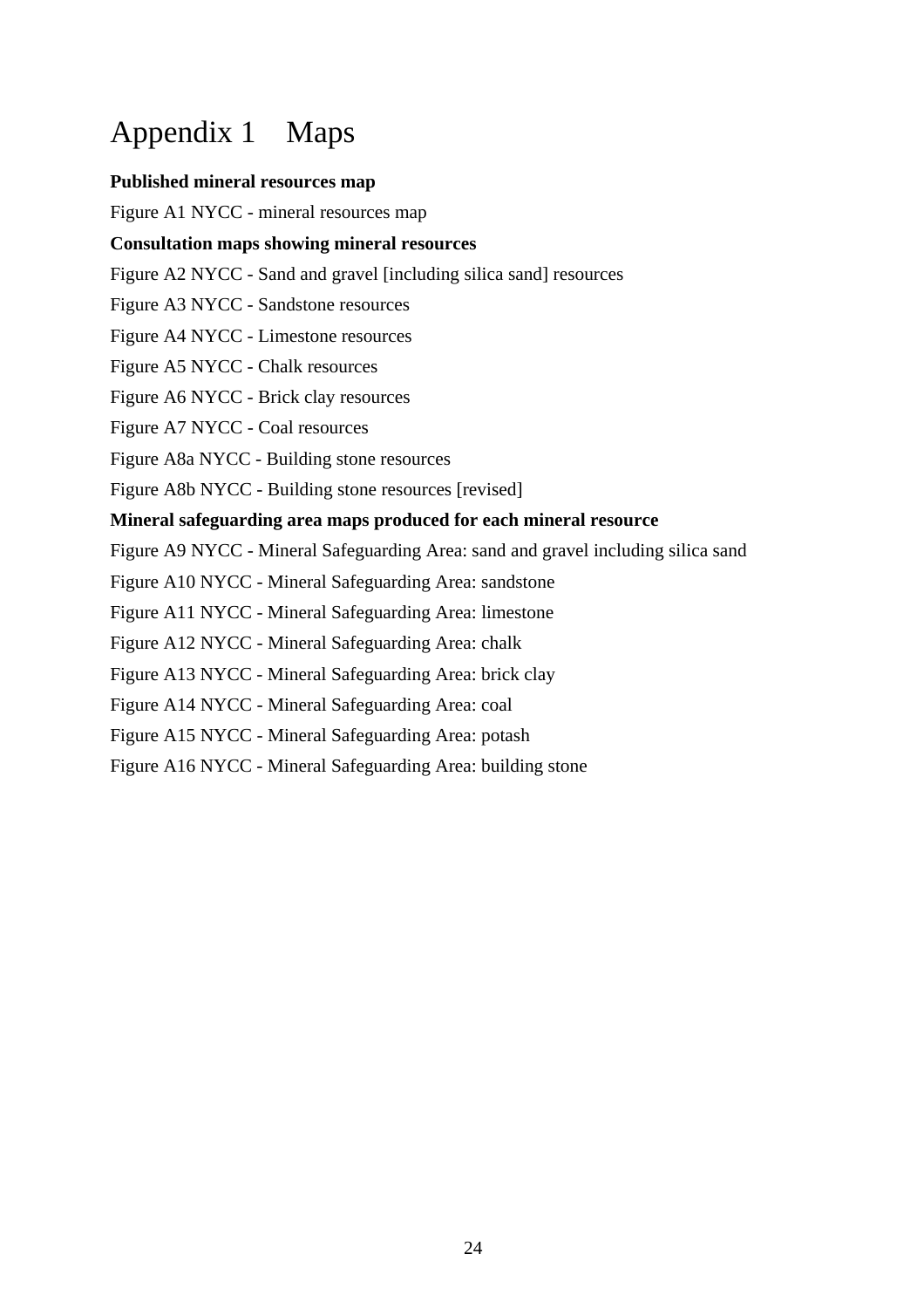# Appendix 1 Maps

**Published mineral resources map**

Figure A1 NYCC - mineral resources map

**Consultation maps showing mineral resources**

Figure A2 NYCC - Sand and gravel [including silica sand] resources

Figure A3 NYCC - Sandstone resources

Figure A4 NYCC - Limestone resources

Figure A5 NYCC - Chalk resources

Figure A6 NYCC - Brick clay resources

Figure A7 NYCC - Coal resources

Figure A8a NYCC - Building stone resources

Figure A8b NYCC - Building stone resources [revised]

**Mineral safeguarding area maps produced for each mineral resource**

Figure A9 NYCC - Mineral Safeguarding Area: sand and gravel including silica sand

Figure A10 NYCC - Mineral Safeguarding Area: sandstone

Figure A11 NYCC - Mineral Safeguarding Area: limestone

Figure A12 NYCC - Mineral Safeguarding Area: chalk

Figure A13 NYCC - Mineral Safeguarding Area: brick clay

Figure A14 NYCC - Mineral Safeguarding Area: coal

Figure A15 NYCC - Mineral Safeguarding Area: potash

Figure A16 NYCC - Mineral Safeguarding Area: building stone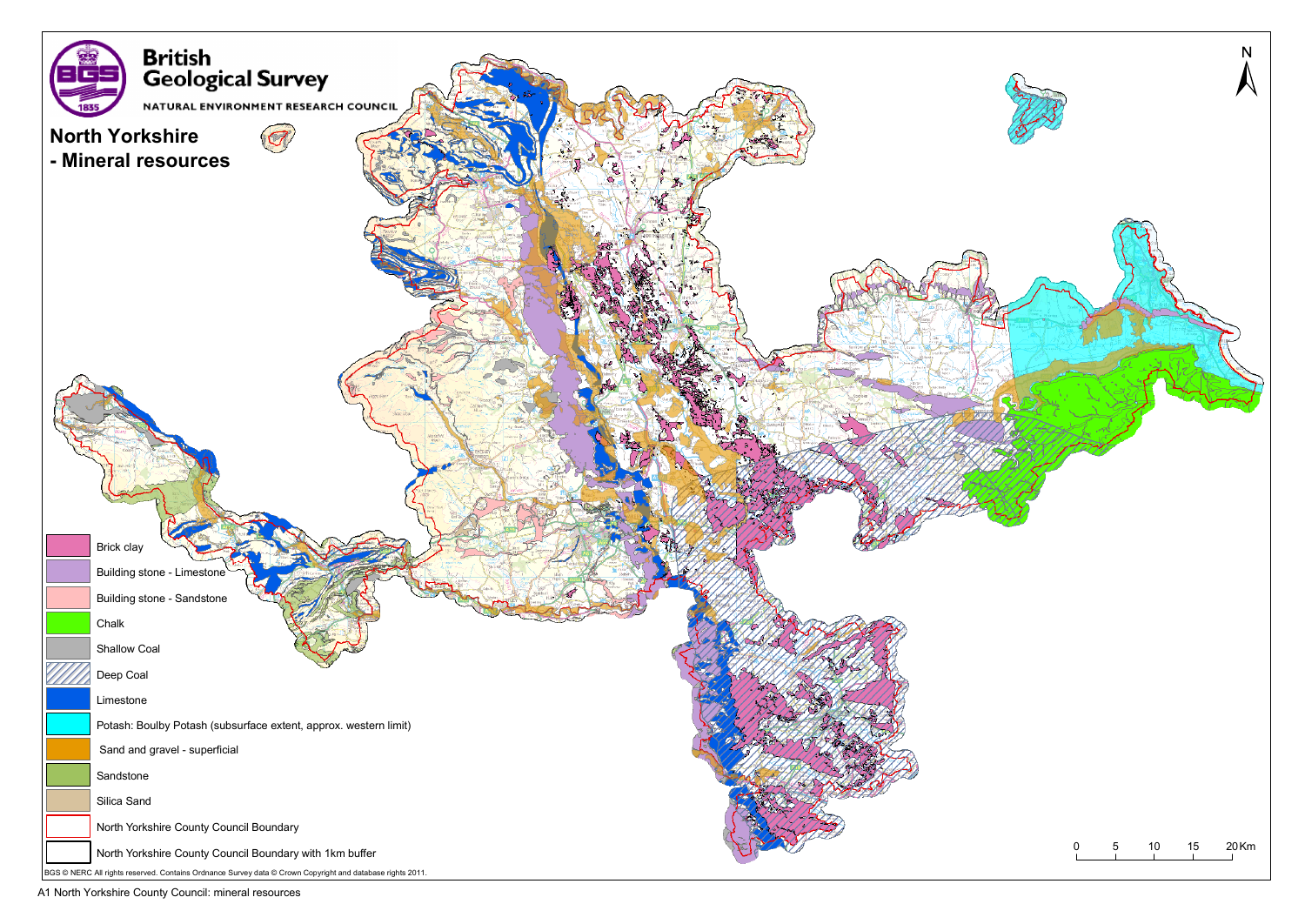British Geological Survey

NATURAL ENVIRONMENT RESEARCH COUNCIL

# North Yorkshire - Mineral resources

N

- Brick clay
- Building stone - Limestone
- Building stone - Sandstone
- Chalk
- Shallow Coal
- Deep Coal
- Limestone
- Potash: Boulby Potash (subsurface extent, approx. western limit)
- Sand and gravel - superficial
- Sandstone
- Silica Sand
- North Yorkshire County Council Boundary
- North Yorkshire County Council Boundary with 1km buffer

0 5 10 15 20 Km

BGS © NERC All rights reserved. Contains Ordnance Survey data © Crown Copyright and database rights 2011.

A1 North Yorkshire County Council: mineral resources